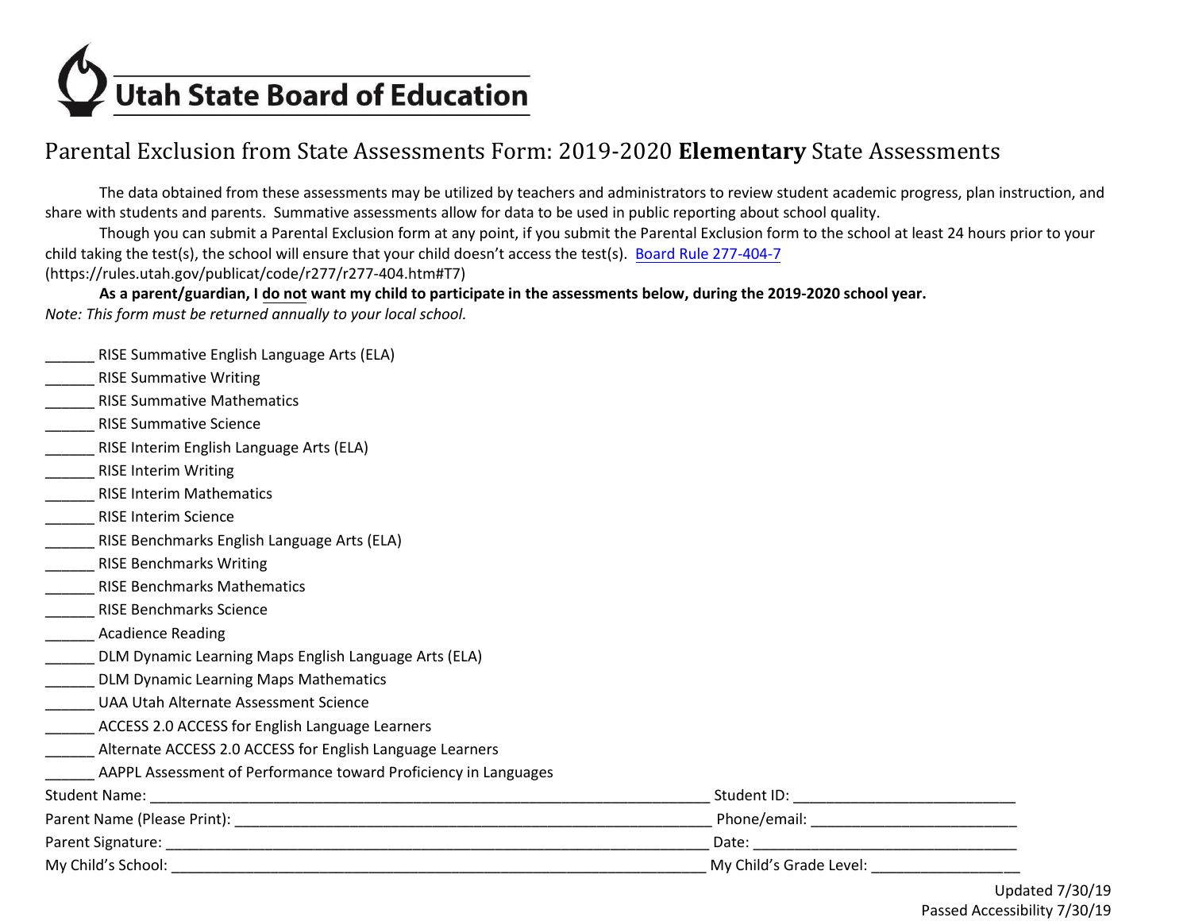# Utah State Board of Education

## Parental Exclusion from State Assessments Form: 2019-2020 **Elementary** State Assessments

The data obtained from these assessments may be utilized by teachers and administrators to review student academic progress, plan instruction, and share with students and parents. Summative assessments allow for data to be used in public reporting about school quality.

Though you can submit a Parental Exclusion form at any point, if you submit the Parental Exclusion form to the school at least 24 hours prior to your child taking the test(s), the school will ensure that your child doesn't access the test(s). [Board Rule 277-404-7](https://rules.utah.gov/publicat/code/r277/r277-404.htm#T7) (https://rules.utah.gov/publicat/code/r277/r277-404.htm#T7)

**As a parent/guardian, I do not want my child to participate in the assessments below, during the 2019-2020 school year.**

*Note: This form must be returned annually to your local school.*

______ RISE Summative English Language Arts (ELA)
______ RISE Summative Writing
______ RISE Summative Mathematics
______ RISE Summative Science
______ RISE Interim English Language Arts (ELA)
______ RISE Interim Writing
______ RISE Interim Mathematics
______ RISE Interim Science
______ RISE Benchmarks English Language Arts (ELA)
______ RISE Benchmarks Writing
______ RISE Benchmarks Mathematics
______ RISE Benchmarks Science
______ Acadience Reading
______ DLM Dynamic Learning Maps English Language Arts (ELA)
______ DLM Dynamic Learning Maps Mathematics
______ UAA Utah Alternate Assessment Science
______ ACCESS 2.0 ACCESS for English Language Learners
______ Alternate ACCESS 2.0 ACCESS for English Language Learners
______ AAPPL Assessment of Performance toward Proficiency in Languages

Student Name: ______________________________ Student ID: ______________________________

Parent Name (Please Print): ______________________________ Phone/email: ______________________________

Parent Signature: ______________________________ Date: ______________________________

My Child's School: ______________________________ My Child's Grade Level: ______________________________

Updated 7/30/19
Passed Accessibility 7/30/19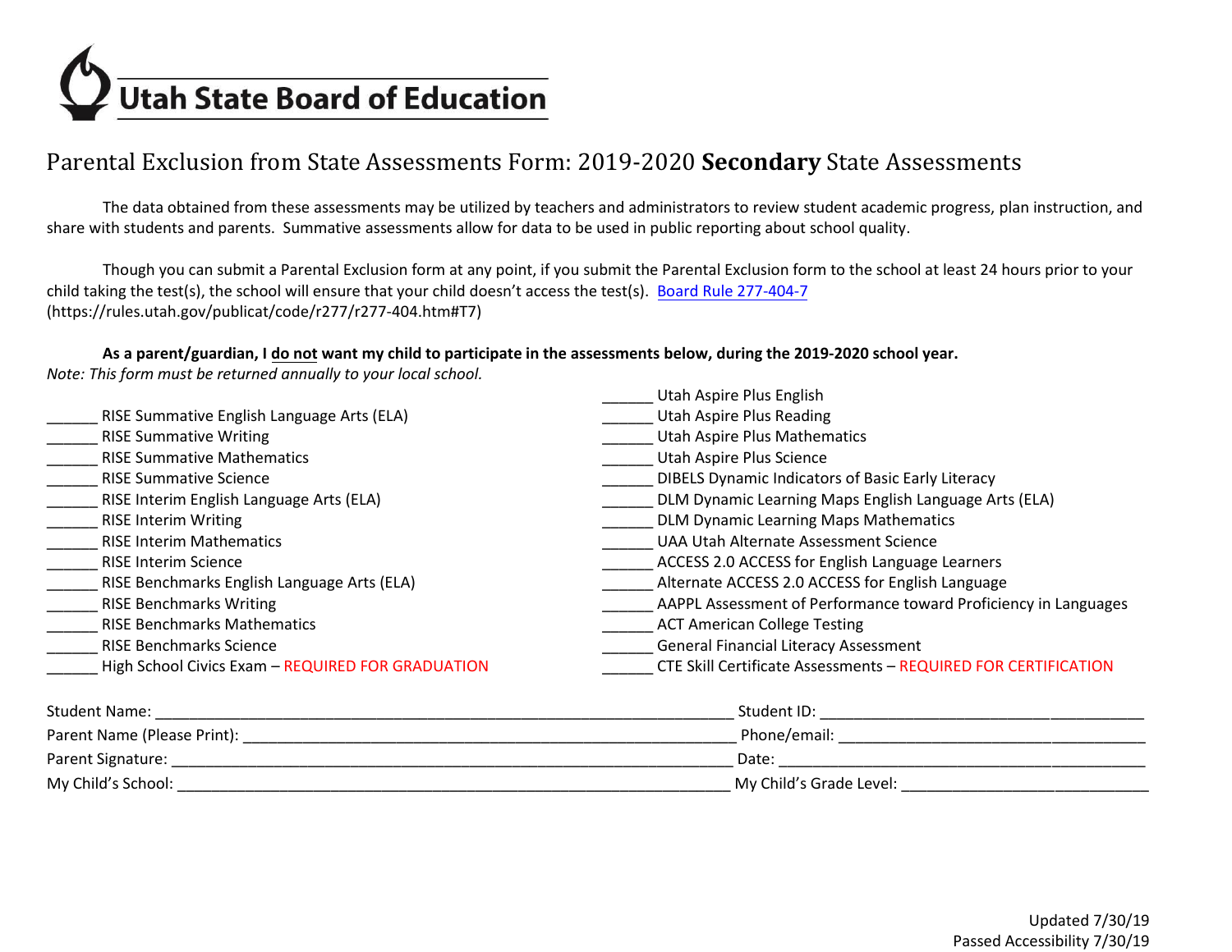# Utah State Board of Education

## Parental Exclusion from State Assessments Form: 2019-2020 **Secondary** State Assessments

The data obtained from these assessments may be utilized by teachers and administrators to review student academic progress, plan instruction, and share with students and parents. Summative assessments allow for data to be used in public reporting about school quality.

Though you can submit a Parental Exclusion form at any point, if you submit the Parental Exclusion form to the school at least 24 hours prior to your child taking the test(s), the school will ensure that your child doesn't access the test(s). [Board Rule 277-404-7](https://rules.utah.gov/publicat/code/r277/r277-404.htm#T7) (https://rules.utah.gov/publicat/code/r277/r277-404.htm#T7)

**As a parent/guardian, I do not want my child to participate in the assessments below, during the 2019-2020 school year.**
*Note: This form must be returned annually to your local school.*

______ RISE Summative English Language Arts (ELA)
______ RISE Summative Writing
______ RISE Summative Mathematics
______ RISE Summative Science
______ RISE Interim English Language Arts (ELA)
______ RISE Interim Writing
______ RISE Interim Mathematics
______ RISE Interim Science
______ RISE Benchmarks English Language Arts (ELA)
______ RISE Benchmarks Writing
______ RISE Benchmarks Mathematics
______ RISE Benchmarks Science
______ High School Civics Exam – REQUIRED FOR GRADUATION
______ Utah Aspire Plus English
______ Utah Aspire Plus Reading
______ Utah Aspire Plus Mathematics
______ Utah Aspire Plus Science
______ DIBELS Dynamic Indicators of Basic Early Literacy
______ DLM Dynamic Learning Maps English Language Arts (ELA)
______ DLM Dynamic Learning Maps Mathematics
______ UAA Utah Alternate Assessment Science
______ ACCESS 2.0 ACCESS for English Language Learners
______ Alternate ACCESS 2.0 ACCESS for English Language
______ AAPPL Assessment of Performance toward Proficiency in Languages
______ ACT American College Testing
______ General Financial Literacy Assessment
______ CTE Skill Certificate Assessments – REQUIRED FOR CERTIFICATION

Student Name: ______________________________ Student ID: ______________________________
Parent Name (Please Print): ______________________________ Phone/email: ______________________________
Parent Signature: ______________________________ Date: ______________________________
My Child's School: ______________________________ My Child's Grade Level: ______________________________

Updated 7/30/19
Passed Accessibility 7/30/19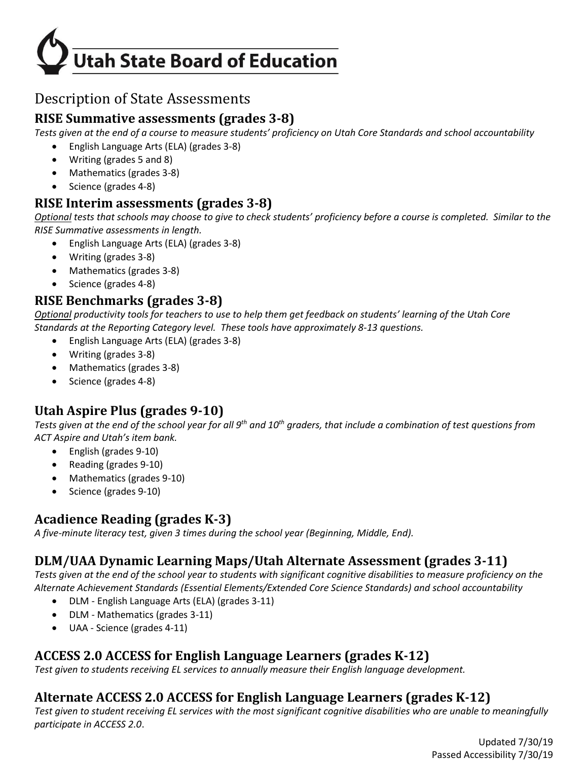# Utah State Board of Education

## Description of State Assessments

### RISE Summative assessments (grades 3-8)

*Tests given at the end of a course to measure students' proficiency on Utah Core Standards and school accountability*

- English Language Arts (ELA) (grades 3-8)
- Writing (grades 5 and 8)
- Mathematics (grades 3-8)
- Science (grades 4-8)

### RISE Interim assessments (grades 3-8)

*Optional tests that schools may choose to give to check students' proficiency before a course is completed. Similar to the RISE Summative assessments in length.*

- English Language Arts (ELA) (grades 3-8)
- Writing (grades 3-8)
- Mathematics (grades 3-8)
- Science (grades 4-8)

### RISE Benchmarks (grades 3-8)

*Optional productivity tools for teachers to use to help them get feedback on students' learning of the Utah Core Standards at the Reporting Category level. These tools have approximately 8-13 questions.*

- English Language Arts (ELA) (grades 3-8)
- Writing (grades 3-8)
- Mathematics (grades 3-8)
- Science (grades 4-8)

### Utah Aspire Plus (grades 9-10)

*Tests given at the end of the school year for all 9th and 10th graders, that include a combination of test questions from ACT Aspire and Utah's item bank.*

- English (grades 9-10)
- Reading (grades 9-10)
- Mathematics (grades 9-10)
- Science (grades 9-10)

### Acadience Reading (grades K-3)

*A five-minute literacy test, given 3 times during the school year (Beginning, Middle, End).*

### DLM/UAA Dynamic Learning Maps/Utah Alternate Assessment (grades 3-11)

*Tests given at the end of the school year to students with significant cognitive disabilities to measure proficiency on the Alternate Achievement Standards (Essential Elements/Extended Core Science Standards) and school accountability*

- DLM - English Language Arts (ELA) (grades 3-11)
- DLM - Mathematics (grades 3-11)
- UAA - Science (grades 4-11)

### ACCESS 2.0 ACCESS for English Language Learners (grades K-12)

*Test given to students receiving EL services to annually measure their English language development.*

### Alternate ACCESS 2.0 ACCESS for English Language Learners (grades K-12)

*Test given to student receiving EL services with the most significant cognitive disabilities who are unable to meaningfully participate in ACCESS 2.0.*

Updated 7/30/19
Passed Accessibility 7/30/19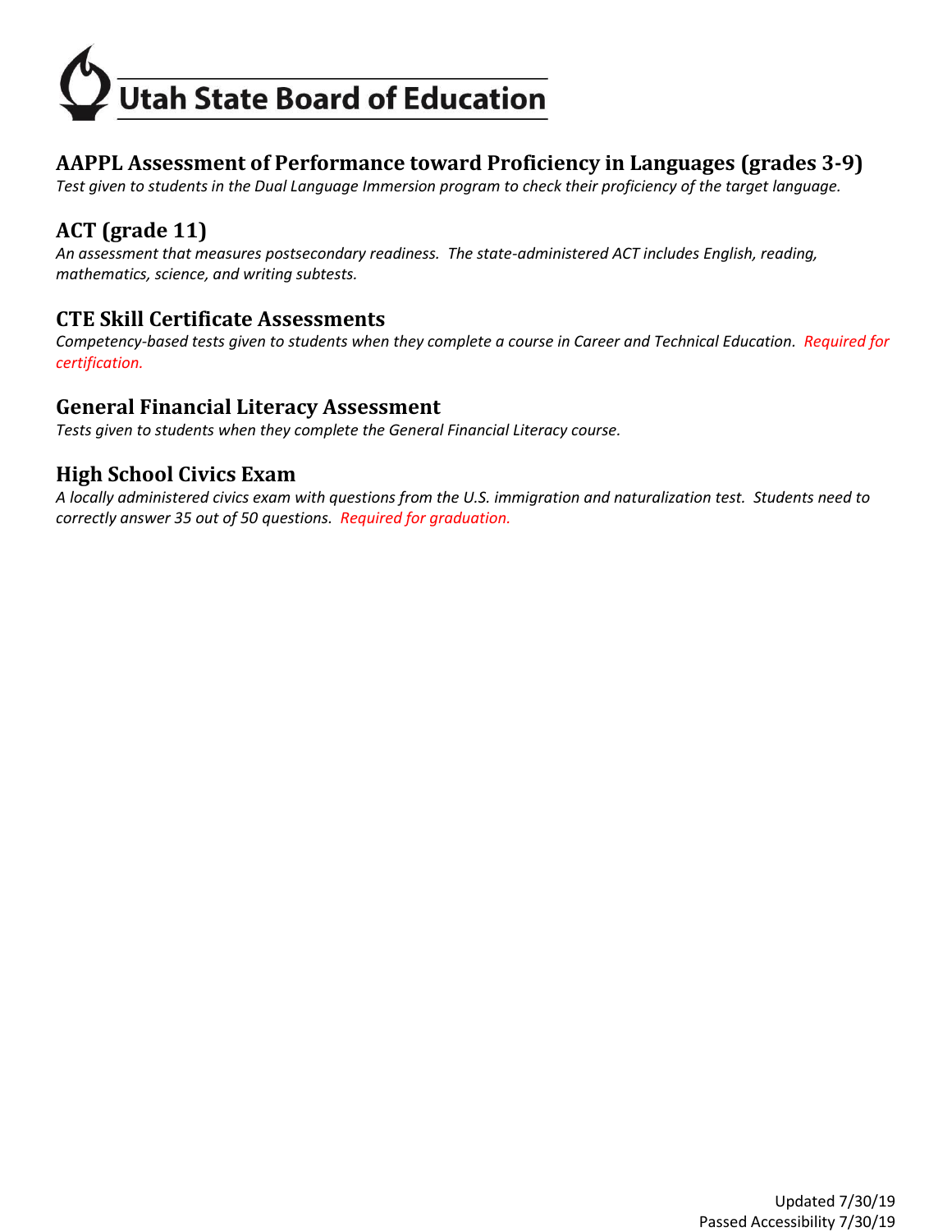# Utah State Board of Education

## AAPPL Assessment of Performance toward Proficiency in Languages (grades 3-9)

*Test given to students in the Dual Language Immersion program to check their proficiency of the target language.*

## ACT (grade 11)

*An assessment that measures postsecondary readiness. The state-administered ACT includes English, reading, mathematics, science, and writing subtests.*

## CTE Skill Certificate Assessments

*Competency-based tests given to students when they complete a course in Career and Technical Education. Required for certification.*

## General Financial Literacy Assessment

*Tests given to students when they complete the General Financial Literacy course.*

## High School Civics Exam

*A locally administered civics exam with questions from the U.S. immigration and naturalization test. Students need to correctly answer 35 out of 50 questions. Required for graduation.*

Updated 7/30/19
Passed Accessibility 7/30/19